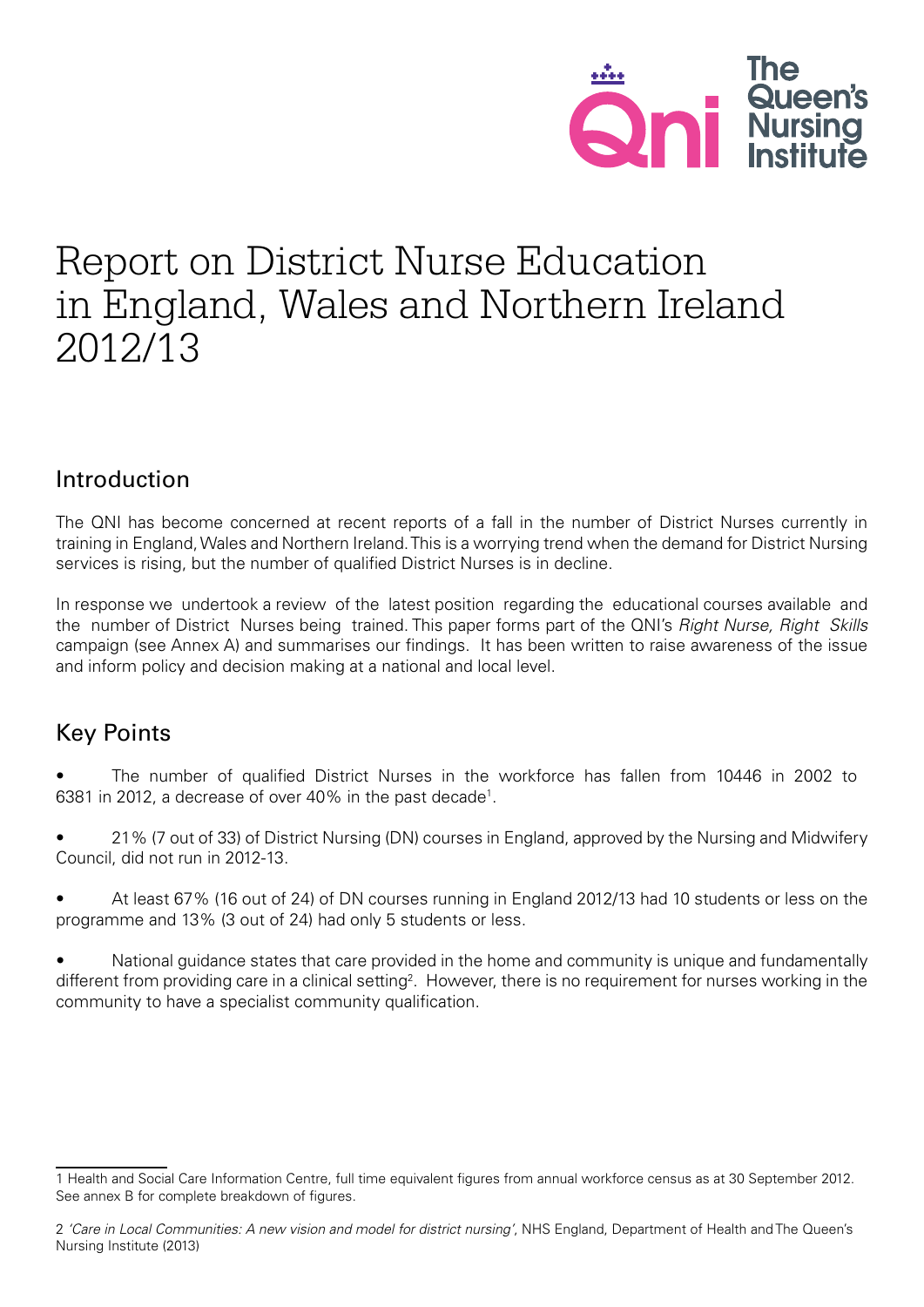# Report on District Nurse Education in England, Wales and Northern Ireland 2012/13

## Introduction

The QNI has become concerned at recent reports of a fall in the number of District Nurses currently in training in England, Wales and Northern Ireland. This is a worrying trend when the demand for District Nursing services is rising, but the number of qualified District Nurses is in decline.

In response we undertook a review of the latest position regarding the educational courses available and the number of District Nurses being trained. This paper forms part of the QNI's *Right Nurse, Right Skills* campaign (see Annex A) and summarises our findings. It has been written to raise awareness of the issue and inform policy and decision making at a national and local level.

## Key Points

- The number of qualified District Nurses in the workforce has fallen from 10446 in 2002 to 6381 in 2012, a decrease of over 40% in the past decade[1].
- 21% (7 out of 33) of District Nursing (DN) courses in England, approved by the Nursing and Midwifery Council, did not run in 2012-13.
- At least 67% (16 out of 24) of DN courses running in England 2012/13 had 10 students or less on the programme and 13% (3 out of 24) had only 5 students or less.
- National guidance states that care provided in the home and community is unique and fundamentally different from providing care in a clinical setting[2]. However, there is no requirement for nurses working in the community to have a specialist community qualification.

---

1 Health and Social Care Information Centre, full time equivalent figures from annual workforce census as at 30 September 2012. See annex B for complete breakdown of figures.

2 *'Care in Local Communities: A new vision and model for district nursing'*, NHS England, Department of Health and The Queen's Nursing Institute (2013)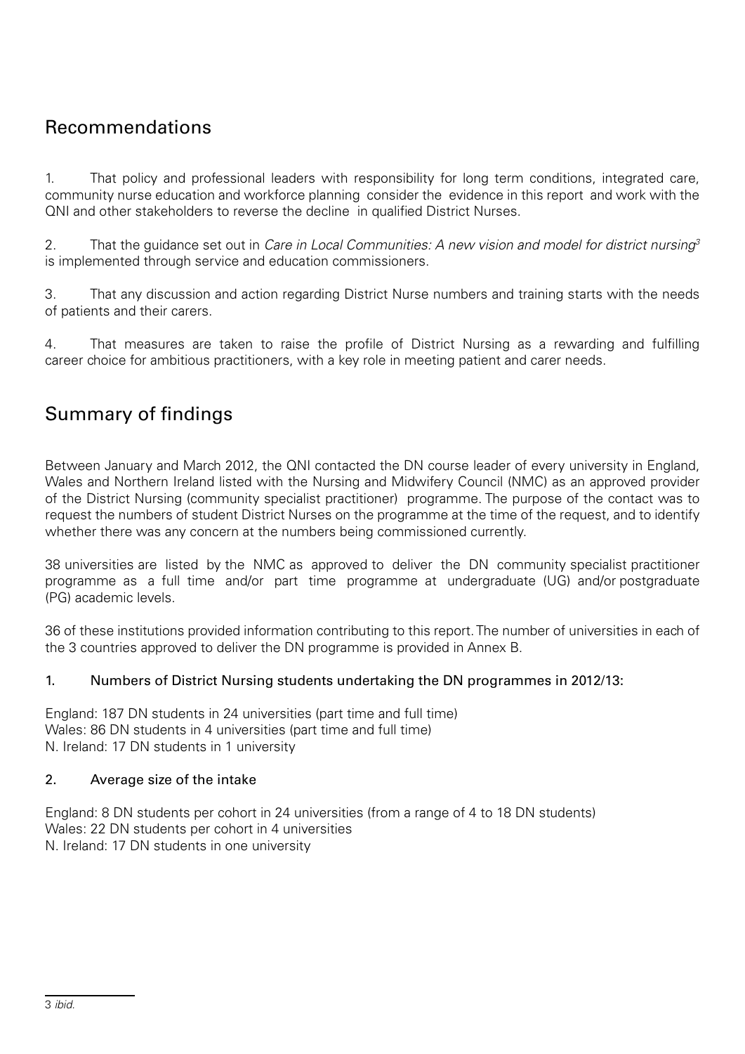## Recommendations

1. That policy and professional leaders with responsibility for long term conditions, integrated care, community nurse education and workforce planning consider the evidence in this report and work with the QNI and other stakeholders to reverse the decline in qualified District Nurses.

2. That the guidance set out in *Care in Local Communities: A new vision and model for district nursing*[3] is implemented through service and education commissioners.

3. That any discussion and action regarding District Nurse numbers and training starts with the needs of patients and their carers.

4. That measures are taken to raise the profile of District Nursing as a rewarding and fulfilling career choice for ambitious practitioners, with a key role in meeting patient and carer needs.

## Summary of findings

Between January and March 2012, the QNI contacted the DN course leader of every university in England, Wales and Northern Ireland listed with the Nursing and Midwifery Council (NMC) as an approved provider of the District Nursing (community specialist practitioner) programme. The purpose of the contact was to request the numbers of student District Nurses on the programme at the time of the request, and to identify whether there was any concern at the numbers being commissioned currently.

38 universities are listed by the NMC as approved to deliver the DN community specialist practitioner programme as a full time and/or part time programme at undergraduate (UG) and/or postgraduate (PG) academic levels.

36 of these institutions provided information contributing to this report. The number of universities in each of the 3 countries approved to deliver the DN programme is provided in Annex B.

### 1. Numbers of District Nursing students undertaking the DN programmes in 2012/13:

England: 187 DN students in 24 universities (part time and full time)
Wales: 86 DN students in 4 universities (part time and full time)
N. Ireland: 17 DN students in 1 university

### 2. Average size of the intake

England: 8 DN students per cohort in 24 universities (from a range of 4 to 18 DN students)
Wales: 22 DN students per cohort in 4 universities
N. Ireland: 17 DN students in one university

---

3 *ibid.*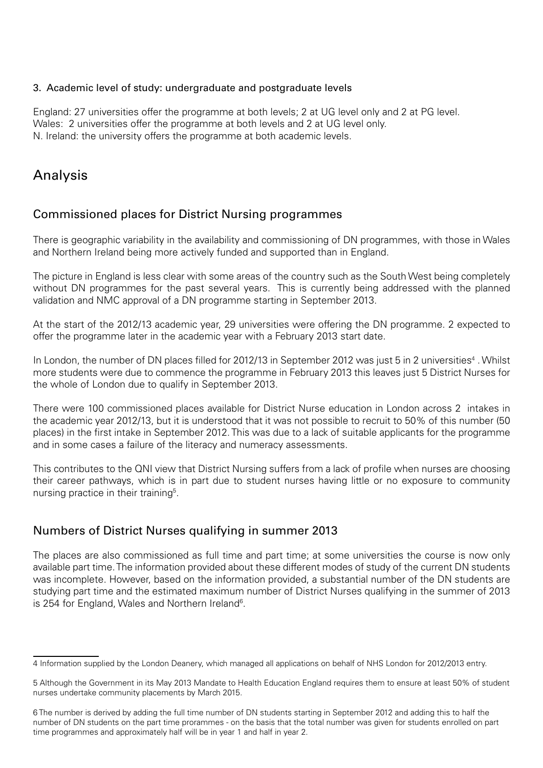3. Academic level of study: undergraduate and postgraduate levels

England: 27 universities offer the programme at both levels; 2 at UG level only and 2 at PG level.
Wales: 2 universities offer the programme at both levels and 2 at UG level only.
N. Ireland: the university offers the programme at both academic levels.

# Analysis

## Commissioned places for District Nursing programmes

There is geographic variability in the availability and commissioning of DN programmes, with those in Wales and Northern Ireland being more actively funded and supported than in England.

The picture in England is less clear with some areas of the country such as the South West being completely without DN programmes for the past several years. This is currently being addressed with the planned validation and NMC approval of a DN programme starting in September 2013.

At the start of the 2012/13 academic year, 29 universities were offering the DN programme. 2 expected to offer the programme later in the academic year with a February 2013 start date.

In London, the number of DN places filled for 2012/13 in September 2012 was just 5 in 2 universities[4]. Whilst more students were due to commence the programme in February 2013 this leaves just 5 District Nurses for the whole of London due to qualify in September 2013.

There were 100 commissioned places available for District Nurse education in London across 2 intakes in the academic year 2012/13, but it is understood that it was not possible to recruit to 50% of this number (50 places) in the first intake in September 2012. This was due to a lack of suitable applicants for the programme and in some cases a failure of the literacy and numeracy assessments.

This contributes to the QNI view that District Nursing suffers from a lack of profile when nurses are choosing their career pathways, which is in part due to student nurses having little or no exposure to community nursing practice in their training[5].

## Numbers of District Nurses qualifying in summer 2013

The places are also commissioned as full time and part time; at some universities the course is now only available part time. The information provided about these different modes of study of the current DN students was incomplete. However, based on the information provided, a substantial number of the DN students are studying part time and the estimated maximum number of District Nurses qualifying in the summer of 2013 is 254 for England, Wales and Northern Ireland[6].

---

4 Information supplied by the London Deanery, which managed all applications on behalf of NHS London for 2012/2013 entry.

5 Although the Government in its May 2013 Mandate to Health Education England requires them to ensure at least 50% of student nurses undertake community placements by March 2015.

6 The number is derived by adding the full time number of DN students starting in September 2012 and adding this to half the number of DN students on the part time prorammes - on the basis that the total number was given for students enrolled on part time programmes and approximately half will be in year 1 and half in year 2.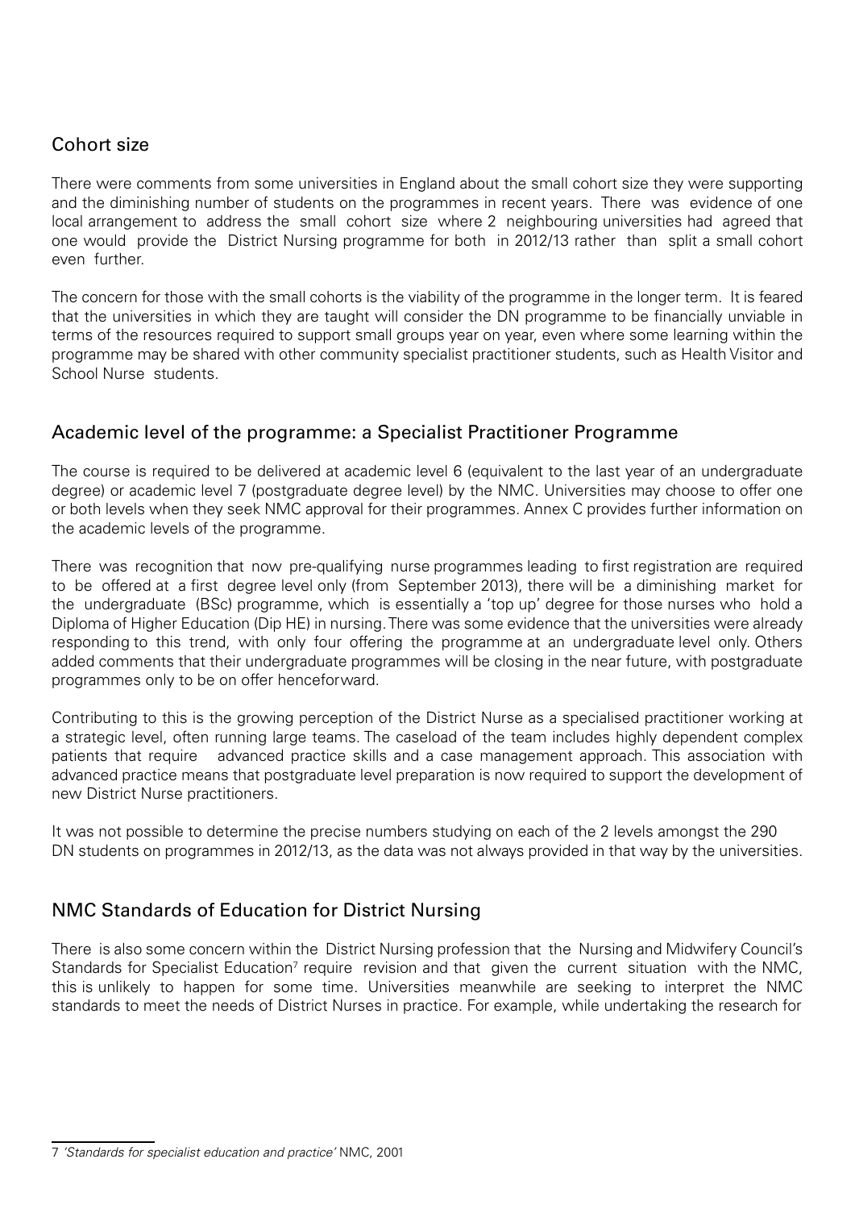## Cohort size

There were comments from some universities in England about the small cohort size they were supporting and the diminishing number of students on the programmes in recent years. There was evidence of one local arrangement to address the small cohort size where 2 neighbouring universities had agreed that one would provide the District Nursing programme for both in 2012/13 rather than split a small cohort even further.

The concern for those with the small cohorts is the viability of the programme in the longer term. It is feared that the universities in which they are taught will consider the DN programme to be financially unviable in terms of the resources required to support small groups year on year, even where some learning within the programme may be shared with other community specialist practitioner students, such as Health Visitor and School Nurse students.

## Academic level of the programme: a Specialist Practitioner Programme

The course is required to be delivered at academic level 6 (equivalent to the last year of an undergraduate degree) or academic level 7 (postgraduate degree level) by the NMC. Universities may choose to offer one or both levels when they seek NMC approval for their programmes. Annex C provides further information on the academic levels of the programme.

There was recognition that now pre-qualifying nurse programmes leading to first registration are required to be offered at a first degree level only (from September 2013), there will be a diminishing market for the undergraduate (BSc) programme, which is essentially a 'top up' degree for those nurses who hold a Diploma of Higher Education (Dip HE) in nursing. There was some evidence that the universities were already responding to this trend, with only four offering the programme at an undergraduate level only. Others added comments that their undergraduate programmes will be closing in the near future, with postgraduate programmes only to be on offer henceforward.

Contributing to this is the growing perception of the District Nurse as a specialised practitioner working at a strategic level, often running large teams. The caseload of the team includes highly dependent complex patients that require advanced practice skills and a case management approach. This association with advanced practice means that postgraduate level preparation is now required to support the development of new District Nurse practitioners.

It was not possible to determine the precise numbers studying on each of the 2 levels amongst the 290 DN students on programmes in 2012/13, as the data was not always provided in that way by the universities.

## NMC Standards of Education for District Nursing

There is also some concern within the District Nursing profession that the Nursing and Midwifery Council's Standards for Specialist Education[7] require revision and that given the current situation with the NMC, this is unlikely to happen for some time. Universities meanwhile are seeking to interpret the NMC standards to meet the needs of District Nurses in practice. For example, while undertaking the research for

---

7 *'Standards for specialist education and practice'* NMC, 2001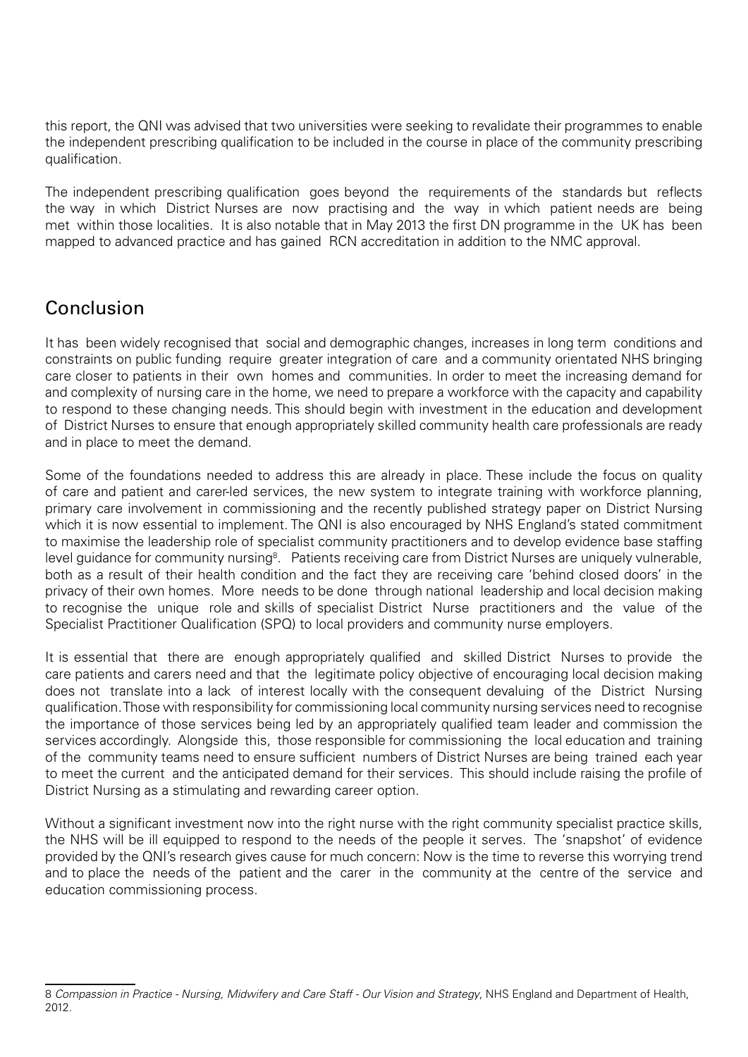this report, the QNI was advised that two universities were seeking to revalidate their programmes to enable the independent prescribing qualification to be included in the course in place of the community prescribing qualification.

The independent prescribing qualification goes beyond the requirements of the standards but reflects the way in which District Nurses are now practising and the way in which patient needs are being met within those localities. It is also notable that in May 2013 the first DN programme in the UK has been mapped to advanced practice and has gained RCN accreditation in addition to the NMC approval.

## Conclusion

It has been widely recognised that social and demographic changes, increases in long term conditions and constraints on public funding require greater integration of care and a community orientated NHS bringing care closer to patients in their own homes and communities. In order to meet the increasing demand for and complexity of nursing care in the home, we need to prepare a workforce with the capacity and capability to respond to these changing needs. This should begin with investment in the education and development of District Nurses to ensure that enough appropriately skilled community health care professionals are ready and in place to meet the demand.

Some of the foundations needed to address this are already in place. These include the focus on quality of care and patient and carer-led services, the new system to integrate training with workforce planning, primary care involvement in commissioning and the recently published strategy paper on District Nursing which it is now essential to implement. The QNI is also encouraged by NHS England's stated commitment to maximise the leadership role of specialist community practitioners and to develop evidence base staffing level guidance for community nursing[8]. Patients receiving care from District Nurses are uniquely vulnerable, both as a result of their health condition and the fact they are receiving care 'behind closed doors' in the privacy of their own homes. More needs to be done through national leadership and local decision making to recognise the unique role and skills of specialist District Nurse practitioners and the value of the Specialist Practitioner Qualification (SPQ) to local providers and community nurse employers.

It is essential that there are enough appropriately qualified and skilled District Nurses to provide the care patients and carers need and that the legitimate policy objective of encouraging local decision making does not translate into a lack of interest locally with the consequent devaluing of the District Nursing qualification. Those with responsibility for commissioning local community nursing services need to recognise the importance of those services being led by an appropriately qualified team leader and commission the services accordingly. Alongside this, those responsible for commissioning the local education and training of the community teams need to ensure sufficient numbers of District Nurses are being trained each year to meet the current and the anticipated demand for their services. This should include raising the profile of District Nursing as a stimulating and rewarding career option.

Without a significant investment now into the right nurse with the right community specialist practice skills, the NHS will be ill equipped to respond to the needs of the people it serves. The 'snapshot' of evidence provided by the QNI's research gives cause for much concern: Now is the time to reverse this worrying trend and to place the needs of the patient and the carer in the community at the centre of the service and education commissioning process.

---

8 *Compassion in Practice - Nursing, Midwifery and Care Staff - Our Vision and Strategy*, NHS England and Department of Health, 2012.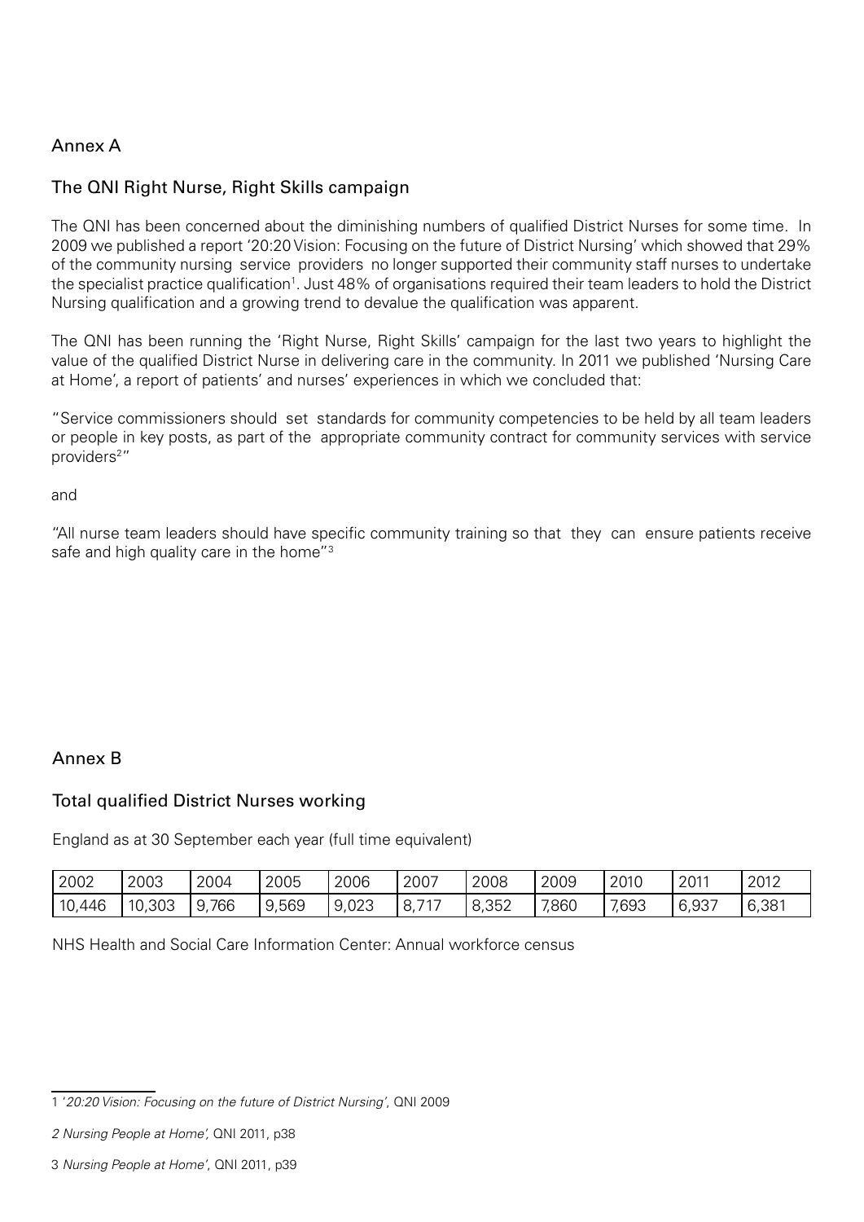## Annex A

### The QNI Right Nurse, Right Skills campaign

The QNI has been concerned about the diminishing numbers of qualified District Nurses for some time. In 2009 we published a report '20:20 Vision: Focusing on the future of District Nursing' which showed that 29% of the community nursing service providers no longer supported their community staff nurses to undertake the specialist practice qualification[1]. Just 48% of organisations required their team leaders to hold the District Nursing qualification and a growing trend to devalue the qualification was apparent.

The QNI has been running the 'Right Nurse, Right Skills' campaign for the last two years to highlight the value of the qualified District Nurse in delivering care in the community. In 2011 we published 'Nursing Care at Home', a report of patients' and nurses' experiences in which we concluded that:

"Service commissioners should set standards for community competencies to be held by all team leaders or people in key posts, as part of the appropriate community contract for community services with service providers[2]"

and

"All nurse team leaders should have specific community training so that they can ensure patients receive safe and high quality care in the home"[3]

## Annex B

### Total qualified District Nurses working

England as at 30 September each year (full time equivalent)

| 2002 | 2003 | 2004 | 2005 | 2006 | 2007 | 2008 | 2009 | 2010 | 2011 | 2012 |
|---|---|---|---|---|---|---|---|---|---|---|
| 10,446 | 10,303 | 9,766 | 9,569 | 9,023 | 8,717 | 8,352 | 7,860 | 7,693 | 6,937 | 6,381 |

NHS Health and Social Care Information Center: Annual workforce census

---

1 '*20:20 Vision: Focusing on the future of District Nursing'*, QNI 2009

*2 Nursing People at Home',* QNI 2011, p38

3 *Nursing People at Home',* QNI 2011, p39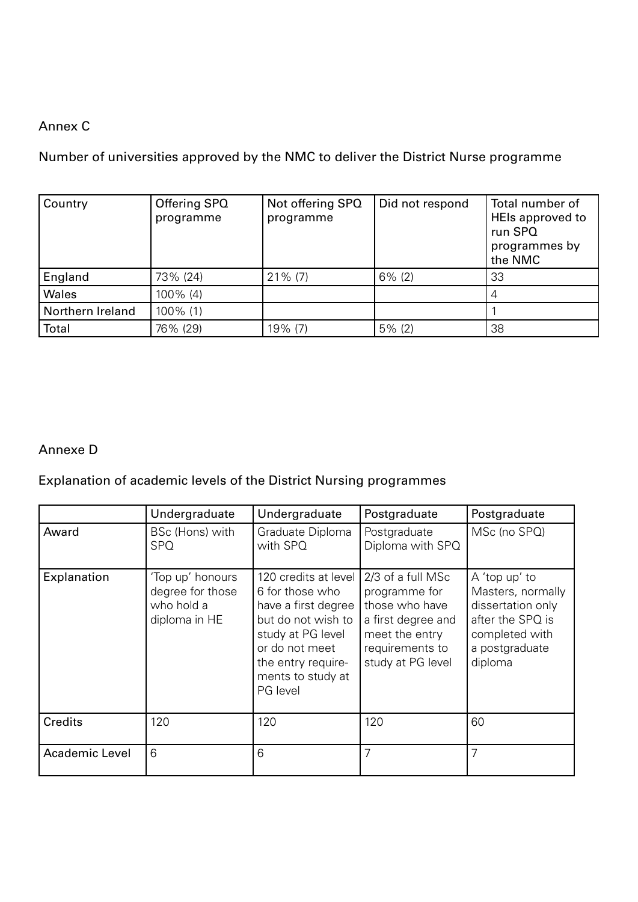## Annex C

Number of universities approved by the NMC to deliver the District Nurse programme

| Country | Offering SPQ programme | Not offering SPQ programme | Did not respond | Total number of HEIs approved to run SPQ programmes by the NMC |
|---|---|---|---|---|
| England | 73% (24) | 21% (7) | 6% (2) | 33 |
| Wales | 100% (4) | | | 4 |
| Northern Ireland | 100% (1) | | | 1 |
| Total | 76% (29) | 19% (7) | 5% (2) | 38 |

## Annexe D

Explanation of academic levels of the District Nursing programmes

| | Undergraduate | Undergraduate | Postgraduate | Postgraduate |
|---|---|---|---|---|
| Award | BSc (Hons) with SPQ | Graduate Diploma with SPQ | Postgraduate Diploma with SPQ | MSc (no SPQ) |
| Explanation | 'Top up' honours degree for those who hold a diploma in HE | 120 credits at level 6 for those who have a first degree but do not wish to study at PG level or do not meet the entry requirements to study at PG level | 2/3 of a full MSc programme for those who have a first degree and meet the entry requirements to study at PG level | A 'top up' to Masters, normally dissertation only after the SPQ is completed with a postgraduate diploma |
| Credits | 120 | 120 | 120 | 60 |
| Academic Level | 6 | 6 | 7 | 7 |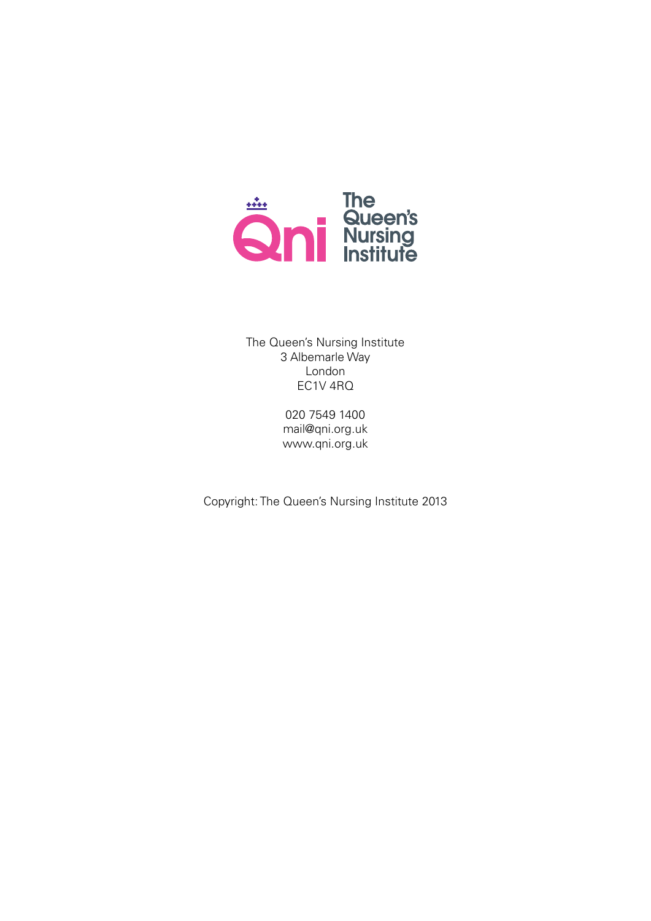The Queen's Nursing Institute

The Queen's Nursing Institute
3 Albemarle Way
London
EC1V 4RQ

020 7549 1400
mail@qni.org.uk
www.qni.org.uk

Copyright: The Queen's Nursing Institute 2013